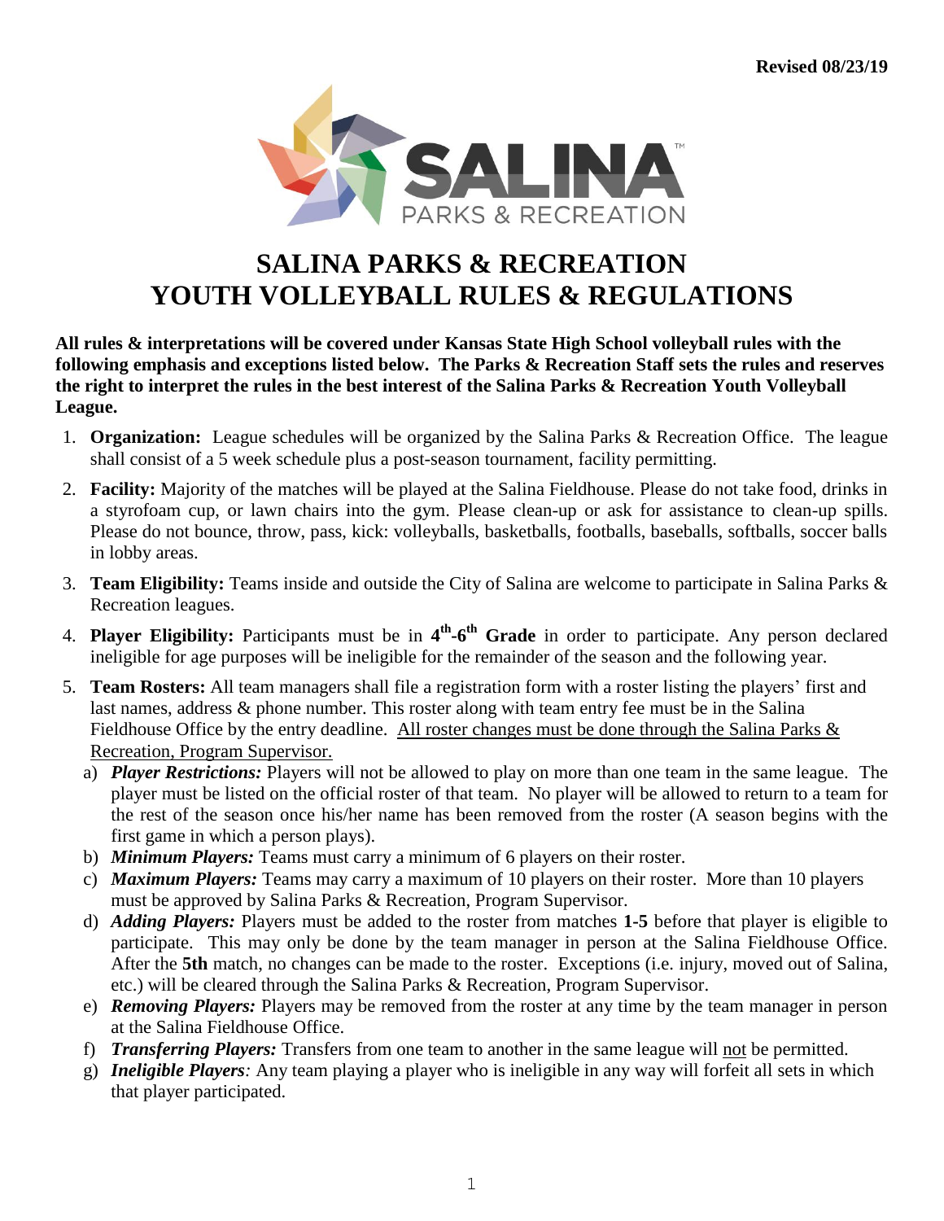Revised 08/23/19

# SALINA PARKS & RECREATION
# YOUTH VOLLEYBALL RULES & REGULATIONS

**All rules & interpretations will be covered under Kansas State High School volleyball rules with the following emphasis and exceptions listed below. The Parks & Recreation Staff sets the rules and reserves the right to interpret the rules in the best interest of the Salina Parks & Recreation Youth Volleyball League.**

1. **Organization:** League schedules will be organized by the Salina Parks & Recreation Office. The league shall consist of a 5 week schedule plus a post-season tournament, facility permitting.
2. **Facility:** Majority of the matches will be played at the Salina Fieldhouse. Please do not take food, drinks in a styrofoam cup, or lawn chairs into the gym. Please clean-up or ask for assistance to clean-up spills. Please do not bounce, throw, pass, kick: volleyballs, basketballs, footballs, baseballs, softballs, soccer balls in lobby areas.
3. **Team Eligibility:** Teams inside and outside the City of Salina are welcome to participate in Salina Parks & Recreation leagues.
4. **Player Eligibility:** Participants must be in **4th-6th Grade** in order to participate. Any person declared ineligible for age purposes will be ineligible for the remainder of the season and the following year.
5. **Team Rosters:** All team managers shall file a registration form with a roster listing the players' first and last names, address & phone number. This roster along with team entry fee must be in the Salina Fieldhouse Office by the entry deadline. <u>All roster changes must be done through the Salina Parks & Recreation, Program Supervisor.</u>
   a) ***Player Restrictions:*** Players will not be allowed to play on more than one team in the same league. The player must be listed on the official roster of that team. No player will be allowed to return to a team for the rest of the season once his/her name has been removed from the roster (A season begins with the first game in which a person plays).
   b) ***Minimum Players:*** Teams must carry a minimum of 6 players on their roster.
   c) ***Maximum Players:*** Teams may carry a maximum of 10 players on their roster. More than 10 players must be approved by Salina Parks & Recreation, Program Supervisor.
   d) ***Adding Players:*** Players must be added to the roster from matches **1-5** before that player is eligible to participate. This may only be done by the team manager in person at the Salina Fieldhouse Office. After the **5th** match, no changes can be made to the roster. Exceptions (i.e. injury, moved out of Salina, etc.) will be cleared through the Salina Parks & Recreation, Program Supervisor.
   e) ***Removing Players:*** Players may be removed from the roster at any time by the team manager in person at the Salina Fieldhouse Office.
   f) ***Transferring Players:*** Transfers from one team to another in the same league will <u>not</u> be permitted.
   g) ***Ineligible Players****:* Any team playing a player who is ineligible in any way will forfeit all sets in which that player participated.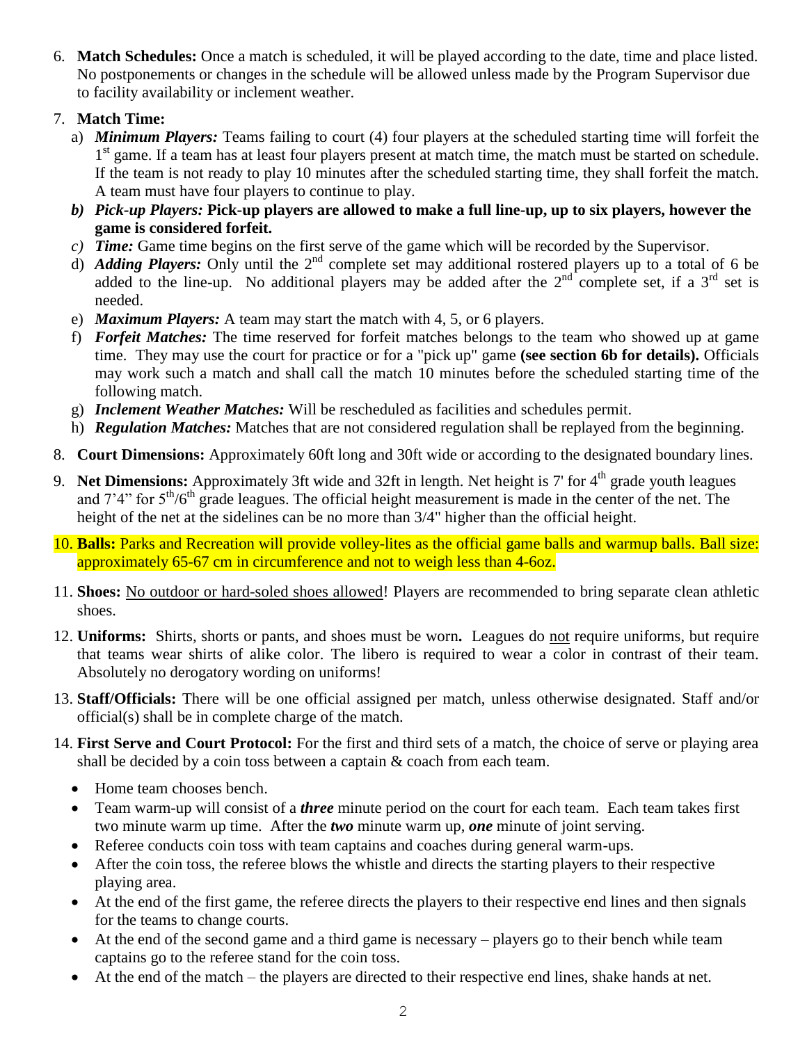6. **Match Schedules:** Once a match is scheduled, it will be played according to the date, time and place listed. No postponements or changes in the schedule will be allowed unless made by the Program Supervisor due to facility availability or inclement weather.

7. **Match Time:**
   a) ***Minimum Players:*** Teams failing to court (4) four players at the scheduled starting time will forfeit the 1st game. If a team has at least four players present at match time, the match must be started on schedule. If the team is not ready to play 10 minutes after the scheduled starting time, they shall forfeit the match. A team must have four players to continue to play.
   b) ***Pick-up Players:*** **Pick-up players are allowed to make a full line-up, up to six players, however the game is considered forfeit.**
   c) ***Time:*** Game time begins on the first serve of the game which will be recorded by the Supervisor.
   d) ***Adding Players:*** Only until the 2nd complete set may additional rostered players up to a total of 6 be added to the line-up. No additional players may be added after the 2nd complete set, if a 3rd set is needed.
   e) ***Maximum Players:*** A team may start the match with 4, 5, or 6 players.
   f) ***Forfeit Matches:*** The time reserved for forfeit matches belongs to the team who showed up at game time. They may use the court for practice or for a "pick up" game **(see section 6b for details).** Officials may work such a match and shall call the match 10 minutes before the scheduled starting time of the following match.
   g) ***Inclement Weather Matches:*** Will be rescheduled as facilities and schedules permit.
   h) ***Regulation Matches:*** Matches that are not considered regulation shall be replayed from the beginning.

8. **Court Dimensions:** Approximately 60ft long and 30ft wide or according to the designated boundary lines.

9. **Net Dimensions:** Approximately 3ft wide and 32ft in length. Net height is 7' for 4th grade youth leagues and 7'4" for 5th/6th grade leagues. The official height measurement is made in the center of the net. The height of the net at the sidelines can be no more than 3/4" higher than the official height.

10. **Balls:** Parks and Recreation will provide volley-lites as the official game balls and warmup balls. Ball size: approximately 65-67 cm in circumference and not to weigh less than 4-6oz.

11. **Shoes:** No outdoor or hard-soled shoes allowed! Players are recommended to bring separate clean athletic shoes.

12. **Uniforms:** Shirts, shorts or pants, and shoes must be worn**.** Leagues do not require uniforms, but require that teams wear shirts of alike color. The libero is required to wear a color in contrast of their team. Absolutely no derogatory wording on uniforms!

13. **Staff/Officials:** There will be one official assigned per match, unless otherwise designated. Staff and/or official(s) shall be in complete charge of the match.

14. **First Serve and Court Protocol:** For the first and third sets of a match, the choice of serve or playing area shall be decided by a coin toss between a captain & coach from each team.
    - Home team chooses bench.
    - Team warm-up will consist of a ***three*** minute period on the court for each team. Each team takes first two minute warm up time. After the ***two*** minute warm up, ***one*** minute of joint serving.
    - Referee conducts coin toss with team captains and coaches during general warm-ups.
    - After the coin toss, the referee blows the whistle and directs the starting players to their respective playing area.
    - At the end of the first game, the referee directs the players to their respective end lines and then signals for the teams to change courts.
    - At the end of the second game and a third game is necessary – players go to their bench while team captains go to the referee stand for the coin toss.
    - At the end of the match – the players are directed to their respective end lines, shake hands at net.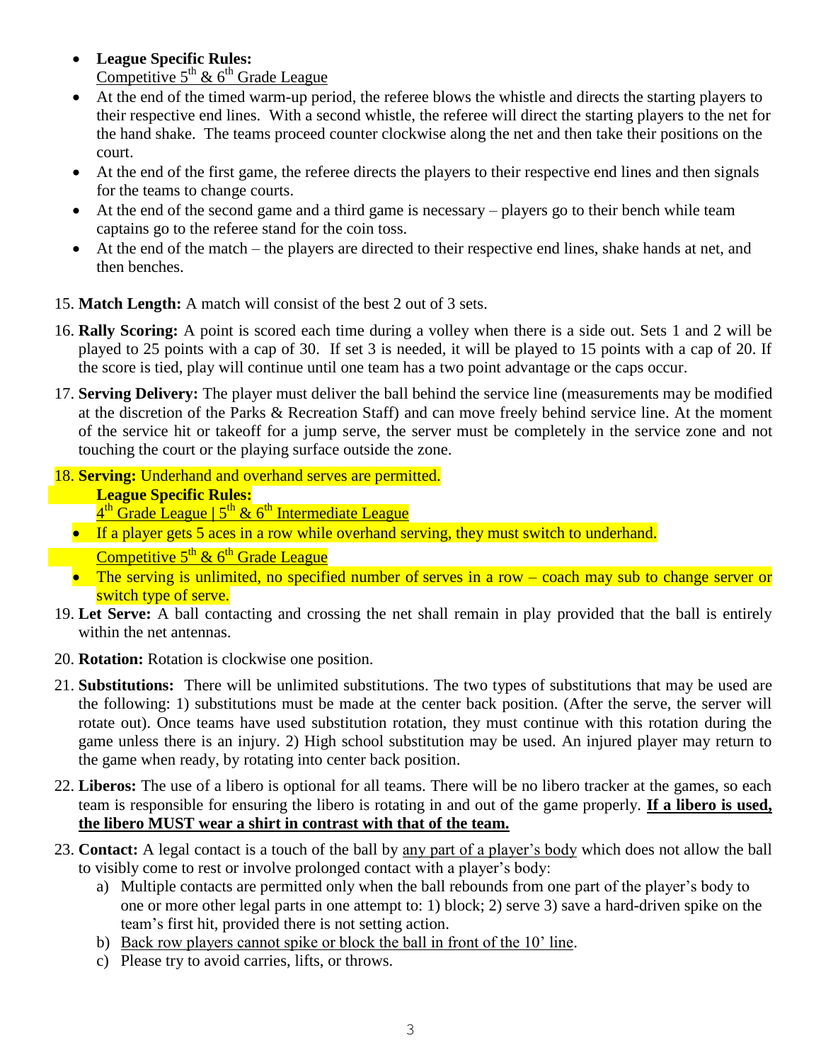- **League Specific Rules:**
  Competitive 5th & 6th Grade League
- At the end of the timed warm-up period, the referee blows the whistle and directs the starting players to their respective end lines. With a second whistle, the referee will direct the starting players to the net for the hand shake. The teams proceed counter clockwise along the net and then take their positions on the court.
- At the end of the first game, the referee directs the players to their respective end lines and then signals for the teams to change courts.
- At the end of the second game and a third game is necessary – players go to their bench while team captains go to the referee stand for the coin toss.
- At the end of the match – the players are directed to their respective end lines, shake hands at net, and then benches.

15. **Match Length:** A match will consist of the best 2 out of 3 sets.
16. **Rally Scoring:** A point is scored each time during a volley when there is a side out. Sets 1 and 2 will be played to 25 points with a cap of 30. If set 3 is needed, it will be played to 15 points with a cap of 20. If the score is tied, play will continue until one team has a two point advantage or the caps occur.
17. **Serving Delivery:** The player must deliver the ball behind the service line (measurements may be modified at the discretion of the Parks & Recreation Staff) and can move freely behind service line. At the moment of the service hit or takeoff for a jump serve, the server must be completely in the service zone and not touching the court or the playing surface outside the zone.
18. **Serving:** Underhand and overhand serves are permitted.
    **League Specific Rules:**
    4th Grade League | 5th & 6th Intermediate League
    - If a player gets 5 aces in a row while overhand serving, they must switch to underhand.

    Competitive 5th & 6th Grade League
    - The serving is unlimited, no specified number of serves in a row – coach may sub to change server or switch type of serve.
19. **Let Serve:** A ball contacting and crossing the net shall remain in play provided that the ball is entirely within the net antennas.
20. **Rotation:** Rotation is clockwise one position.
21. **Substitutions:** There will be unlimited substitutions. The two types of substitutions that may be used are the following: 1) substitutions must be made at the center back position. (After the serve, the server will rotate out). Once teams have used substitution rotation, they must continue with this rotation during the game unless there is an injury. 2) High school substitution may be used. An injured player may return to the game when ready, by rotating into center back position.
22. **Liberos:** The use of a libero is optional for all teams. There will be no libero tracker at the games, so each team is responsible for ensuring the libero is rotating in and out of the game properly. **If a libero is used, the libero MUST wear a shirt in contrast with that of the team.**
23. **Contact:** A legal contact is a touch of the ball by any part of a player's body which does not allow the ball to visibly come to rest or involve prolonged contact with a player's body:
    a) Multiple contacts are permitted only when the ball rebounds from one part of the player's body to one or more other legal parts in one attempt to: 1) block; 2) serve 3) save a hard-driven spike on the team's first hit, provided there is not setting action.
    b) Back row players cannot spike or block the ball in front of the 10' line.
    c) Please try to avoid carries, lifts, or throws.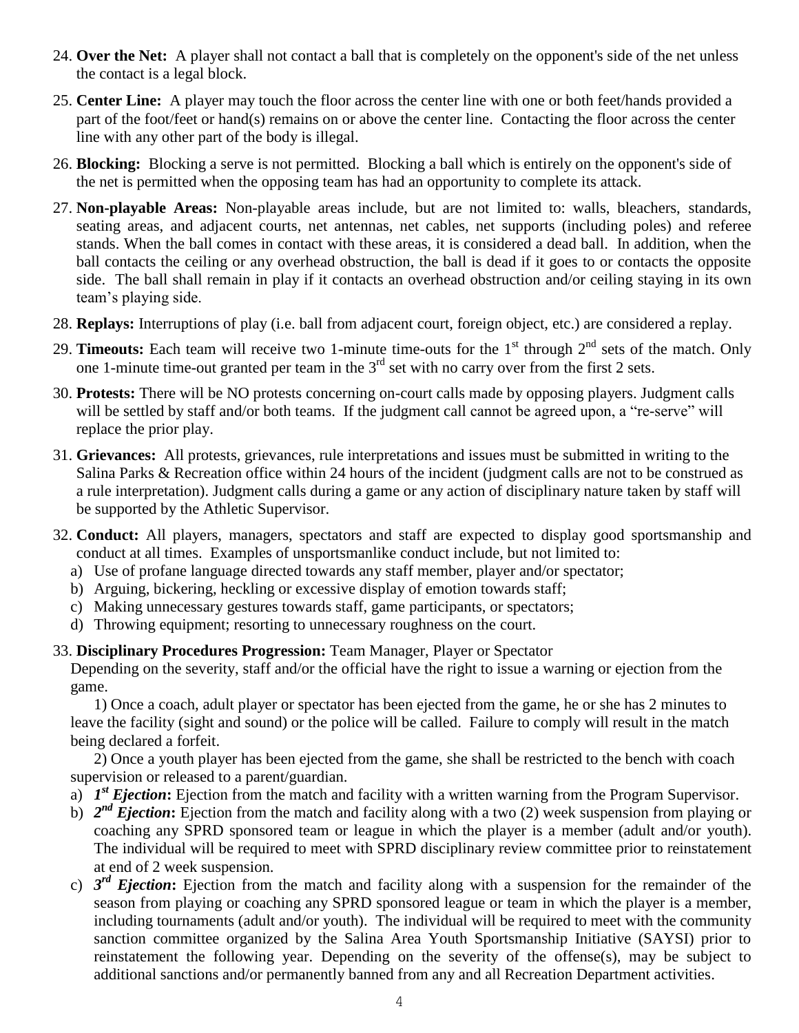24. **Over the Net:** A player shall not contact a ball that is completely on the opponent's side of the net unless the contact is a legal block.

25. **Center Line:** A player may touch the floor across the center line with one or both feet/hands provided a part of the foot/feet or hand(s) remains on or above the center line. Contacting the floor across the center line with any other part of the body is illegal.

26. **Blocking:** Blocking a serve is not permitted. Blocking a ball which is entirely on the opponent's side of the net is permitted when the opposing team has had an opportunity to complete its attack.

27. **Non-playable Areas:** Non-playable areas include, but are not limited to: walls, bleachers, standards, seating areas, and adjacent courts, net antennas, net cables, net supports (including poles) and referee stands. When the ball comes in contact with these areas, it is considered a dead ball. In addition, when the ball contacts the ceiling or any overhead obstruction, the ball is dead if it goes to or contacts the opposite side. The ball shall remain in play if it contacts an overhead obstruction and/or ceiling staying in its own team's playing side.

28. **Replays:** Interruptions of play (i.e. ball from adjacent court, foreign object, etc.) are considered a replay.

29. **Timeouts:** Each team will receive two 1-minute time-outs for the 1st through 2nd sets of the match. Only one 1-minute time-out granted per team in the 3rd set with no carry over from the first 2 sets.

30. **Protests:** There will be NO protests concerning on-court calls made by opposing players. Judgment calls will be settled by staff and/or both teams. If the judgment call cannot be agreed upon, a "re-serve" will replace the prior play.

31. **Grievances:** All protests, grievances, rule interpretations and issues must be submitted in writing to the Salina Parks & Recreation office within 24 hours of the incident (judgment calls are not to be construed as a rule interpretation). Judgment calls during a game or any action of disciplinary nature taken by staff will be supported by the Athletic Supervisor.

32. **Conduct:** All players, managers, spectators and staff are expected to display good sportsmanship and conduct at all times. Examples of unsportsmanlike conduct include, but not limited to:
    a) Use of profane language directed towards any staff member, player and/or spectator;
    b) Arguing, bickering, heckling or excessive display of emotion towards staff;
    c) Making unnecessary gestures towards staff, game participants, or spectators;
    d) Throwing equipment; resorting to unnecessary roughness on the court.

33. **Disciplinary Procedures Progression:** Team Manager, Player or Spectator
    Depending on the severity, staff and/or the official have the right to issue a warning or ejection from the game.

    1) Once a coach, adult player or spectator has been ejected from the game, he or she has 2 minutes to leave the facility (sight and sound) or the police will be called. Failure to comply will result in the match being declared a forfeit.

    2) Once a youth player has been ejected from the game, she shall be restricted to the bench with coach supervision or released to a parent/guardian.

    a) ***1st Ejection*:** Ejection from the match and facility with a written warning from the Program Supervisor.
    b) ***2nd Ejection*:** Ejection from the match and facility along with a two (2) week suspension from playing or coaching any SPRD sponsored team or league in which the player is a member (adult and/or youth). The individual will be required to meet with SPRD disciplinary review committee prior to reinstatement at end of 2 week suspension.
    c) ***3rd Ejection*:** Ejection from the match and facility along with a suspension for the remainder of the season from playing or coaching any SPRD sponsored league or team in which the player is a member, including tournaments (adult and/or youth). The individual will be required to meet with the community sanction committee organized by the Salina Area Youth Sportsmanship Initiative (SAYSI) prior to reinstatement the following year. Depending on the severity of the offense(s), may be subject to additional sanctions and/or permanently banned from any and all Recreation Department activities.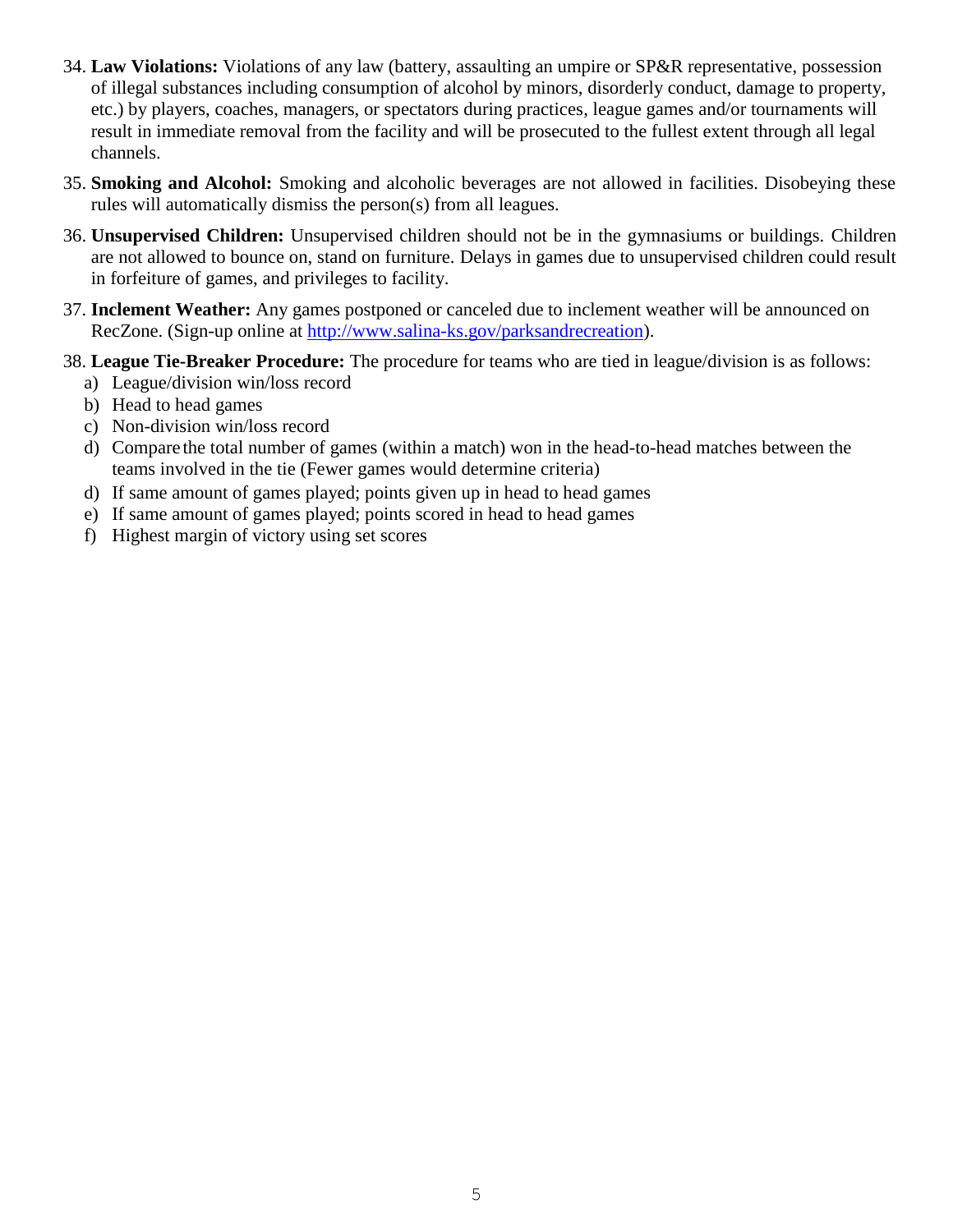34. **Law Violations:** Violations of any law (battery, assaulting an umpire or SP&R representative, possession of illegal substances including consumption of alcohol by minors, disorderly conduct, damage to property, etc.) by players, coaches, managers, or spectators during practices, league games and/or tournaments will result in immediate removal from the facility and will be prosecuted to the fullest extent through all legal channels.

35. **Smoking and Alcohol:** Smoking and alcoholic beverages are not allowed in facilities. Disobeying these rules will automatically dismiss the person(s) from all leagues.

36. **Unsupervised Children:** Unsupervised children should not be in the gymnasiums or buildings. Children are not allowed to bounce on, stand on furniture. Delays in games due to unsupervised children could result in forfeiture of games, and privileges to facility.

37. **Inclement Weather:** Any games postponed or canceled due to inclement weather will be announced on RecZone. (Sign-up online at [http://www.salina-ks.gov/parksandrecreation](http://www.salina-ks.gov/parksandrecreation)).

38. **League Tie-Breaker Procedure:** The procedure for teams who are tied in league/division is as follows:
    a) League/division win/loss record
    b) Head to head games
    c) Non-division win/loss record
    d) Compare the total number of games (within a match) won in the head-to-head matches between the teams involved in the tie (Fewer games would determine criteria)
    d) If same amount of games played; points given up in head to head games
    e) If same amount of games played; points scored in head to head games
    f) Highest margin of victory using set scores